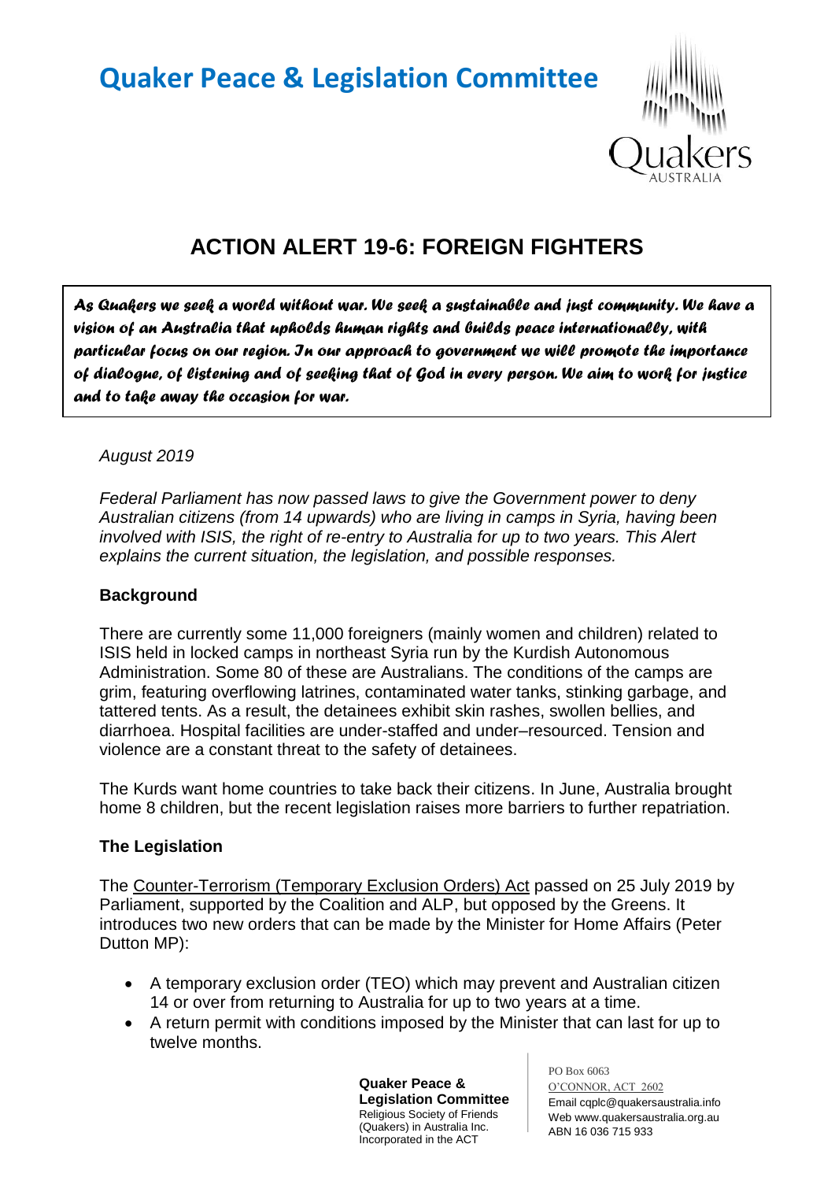# Quaker Peace & Legislation Committee

## ACTION ALERT 19-6: FOREIGN FIGHTERS

*As Quakers we seek a world without war. We seek a sustainable and just community. We have a vision of an Australia that upholds human rights and builds peace internationally, with particular focus on our region. In our approach to government we will promote the importance of dialogue, of listening and of seeking that of God in every person. We aim to work for justice and to take away the occasion for war.*

*August 2019*

*Federal Parliament has now passed laws to give the Government power to deny Australian citizens (from 14 upwards) who are living in camps in Syria, having been involved with ISIS, the right of re-entry to Australia for up to two years. This Alert explains the current situation, the legislation, and possible responses.*

### Background

There are currently some 11,000 foreigners (mainly women and children) related to ISIS held in locked camps in northeast Syria run by the Kurdish Autonomous Administration. Some 80 of these are Australians. The conditions of the camps are grim, featuring overflowing latrines, contaminated water tanks, stinking garbage, and tattered tents. As a result, the detainees exhibit skin rashes, swollen bellies, and diarrhoea. Hospital facilities are under-staffed and under–resourced. Tension and violence are a constant threat to the safety of detainees.

The Kurds want home countries to take back their citizens. In June, Australia brought home 8 children, but the recent legislation raises more barriers to further repatriation.

### The Legislation

The Counter-Terrorism (Temporary Exclusion Orders) Act passed on 25 July 2019 by Parliament, supported by the Coalition and ALP, but opposed by the Greens. It introduces two new orders that can be made by the Minister for Home Affairs (Peter Dutton MP):

- A temporary exclusion order (TEO) which may prevent and Australian citizen 14 or over from returning to Australia for up to two years at a time.
- A return permit with conditions imposed by the Minister that can last for up to twelve months.

**Quaker Peace & Legislation Committee**
Religious Society of Friends (Quakers) in Australia Inc.
Incorporated in the ACT

PO Box 6063
O'CONNOR, ACT 2602
Email cqplc@quakersaustralia.info
Web www.quakersaustralia.org.au
ABN 16 036 715 933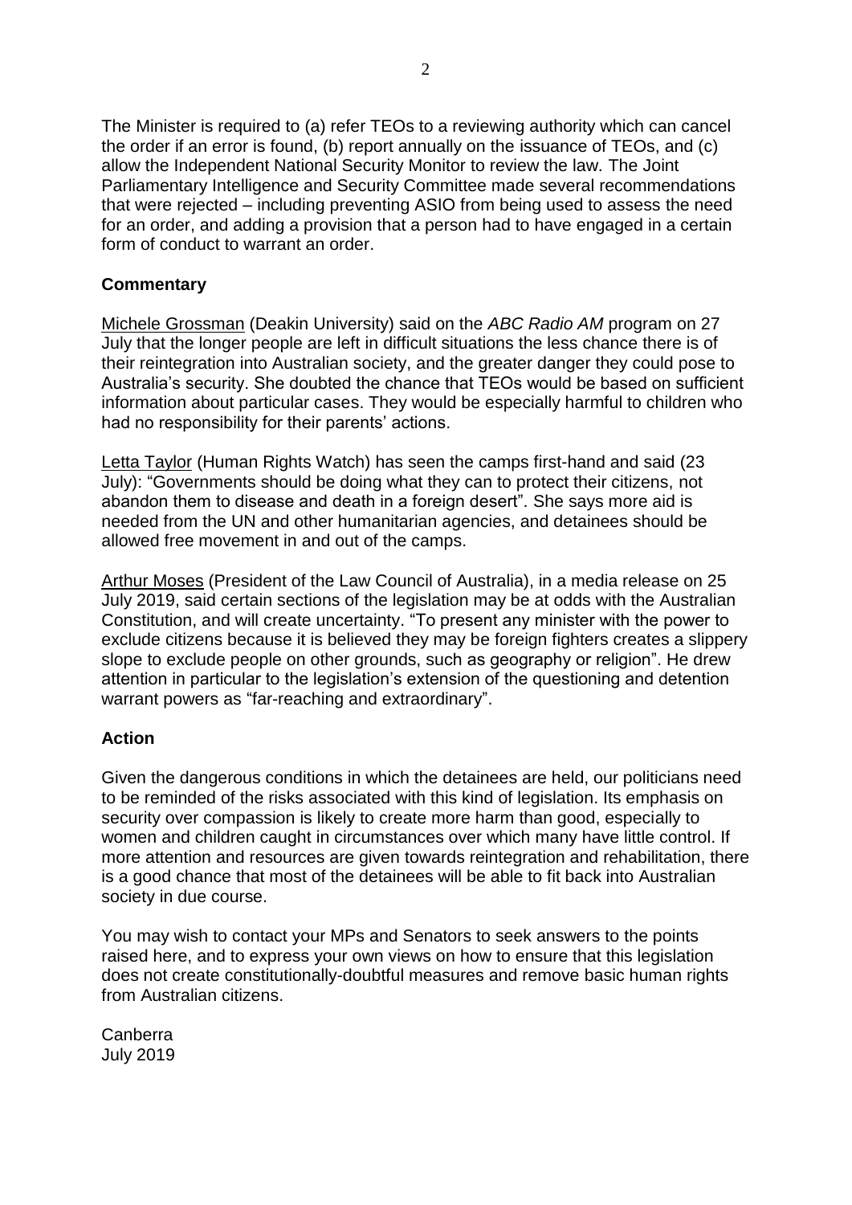The Minister is required to (a) refer TEOs to a reviewing authority which can cancel the order if an error is found, (b) report annually on the issuance of TEOs, and (c) allow the Independent National Security Monitor to review the law. The Joint Parliamentary Intelligence and Security Committee made several recommendations that were rejected – including preventing ASIO from being used to assess the need for an order, and adding a provision that a person had to have engaged in a certain form of conduct to warrant an order.

**Commentary**

Michele Grossman (Deakin University) said on the *ABC Radio AM* program on 27 July that the longer people are left in difficult situations the less chance there is of their reintegration into Australian society, and the greater danger they could pose to Australia's security. She doubted the chance that TEOs would be based on sufficient information about particular cases. They would be especially harmful to children who had no responsibility for their parents' actions.

Letta Taylor (Human Rights Watch) has seen the camps first-hand and said (23 July): "Governments should be doing what they can to protect their citizens, not abandon them to disease and death in a foreign desert". She says more aid is needed from the UN and other humanitarian agencies, and detainees should be allowed free movement in and out of the camps.

Arthur Moses (President of the Law Council of Australia), in a media release on 25 July 2019, said certain sections of the legislation may be at odds with the Australian Constitution, and will create uncertainty. "To present any minister with the power to exclude citizens because it is believed they may be foreign fighters creates a slippery slope to exclude people on other grounds, such as geography or religion". He drew attention in particular to the legislation's extension of the questioning and detention warrant powers as "far-reaching and extraordinary".

**Action**

Given the dangerous conditions in which the detainees are held, our politicians need to be reminded of the risks associated with this kind of legislation. Its emphasis on security over compassion is likely to create more harm than good, especially to women and children caught in circumstances over which many have little control. If more attention and resources are given towards reintegration and rehabilitation, there is a good chance that most of the detainees will be able to fit back into Australian society in due course.

You may wish to contact your MPs and Senators to seek answers to the points raised here, and to express your own views on how to ensure that this legislation does not create constitutionally-doubtful measures and remove basic human rights from Australian citizens.

Canberra
July 2019